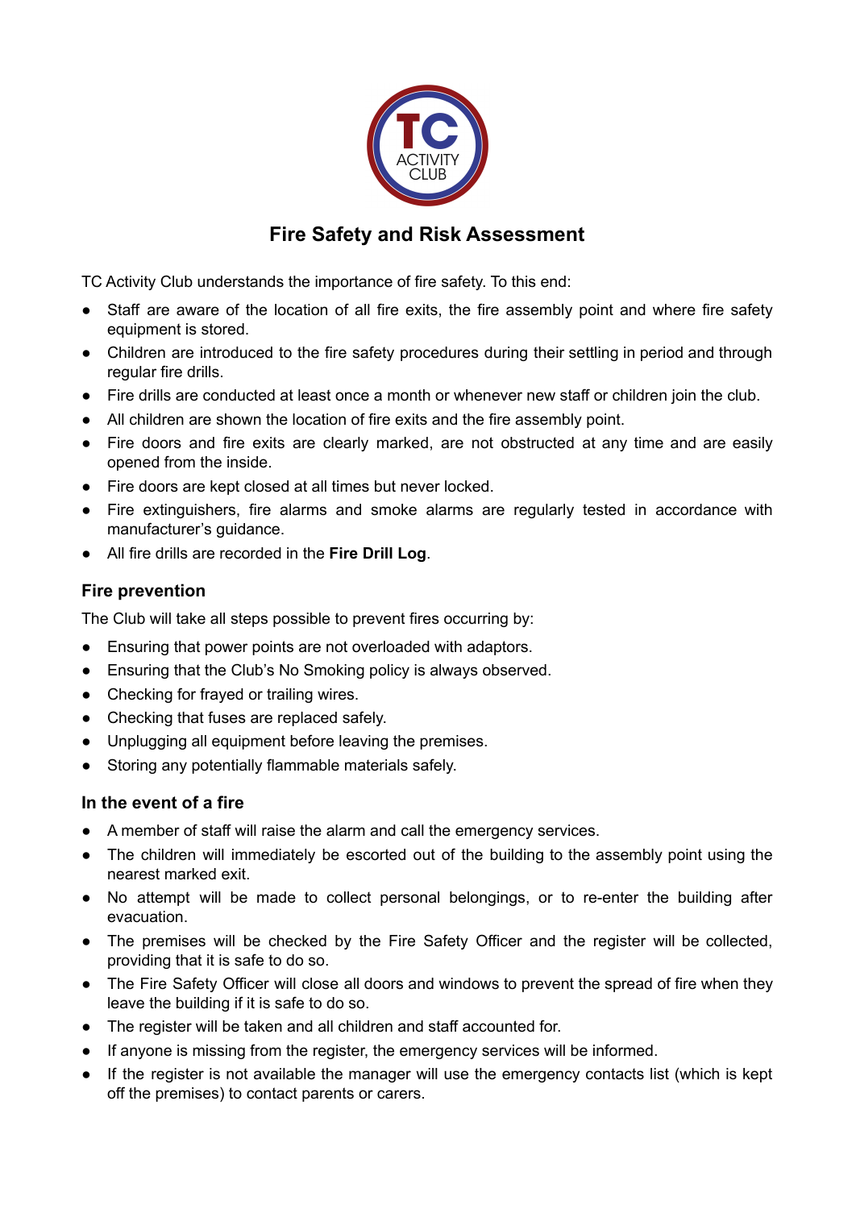# Fire Safety and Risk Assessment

TC Activity Club understands the importance of fire safety. To this end:

- Staff are aware of the location of all fire exits, the fire assembly point and where fire safety equipment is stored.
- Children are introduced to the fire safety procedures during their settling in period and through regular fire drills.
- Fire drills are conducted at least once a month or whenever new staff or children join the club.
- All children are shown the location of fire exits and the fire assembly point.
- Fire doors and fire exits are clearly marked, are not obstructed at any time and are easily opened from the inside.
- Fire doors are kept closed at all times but never locked.
- Fire extinguishers, fire alarms and smoke alarms are regularly tested in accordance with manufacturer's guidance.
- All fire drills are recorded in the **Fire Drill Log**.

## Fire prevention

The Club will take all steps possible to prevent fires occurring by:

- Ensuring that power points are not overloaded with adaptors.
- Ensuring that the Club's No Smoking policy is always observed.
- Checking for frayed or trailing wires.
- Checking that fuses are replaced safely.
- Unplugging all equipment before leaving the premises.
- Storing any potentially flammable materials safely.

## In the event of a fire

- A member of staff will raise the alarm and call the emergency services.
- The children will immediately be escorted out of the building to the assembly point using the nearest marked exit.
- No attempt will be made to collect personal belongings, or to re-enter the building after evacuation.
- The premises will be checked by the Fire Safety Officer and the register will be collected, providing that it is safe to do so.
- The Fire Safety Officer will close all doors and windows to prevent the spread of fire when they leave the building if it is safe to do so.
- The register will be taken and all children and staff accounted for.
- If anyone is missing from the register, the emergency services will be informed.
- If the register is not available the manager will use the emergency contacts list (which is kept off the premises) to contact parents or carers.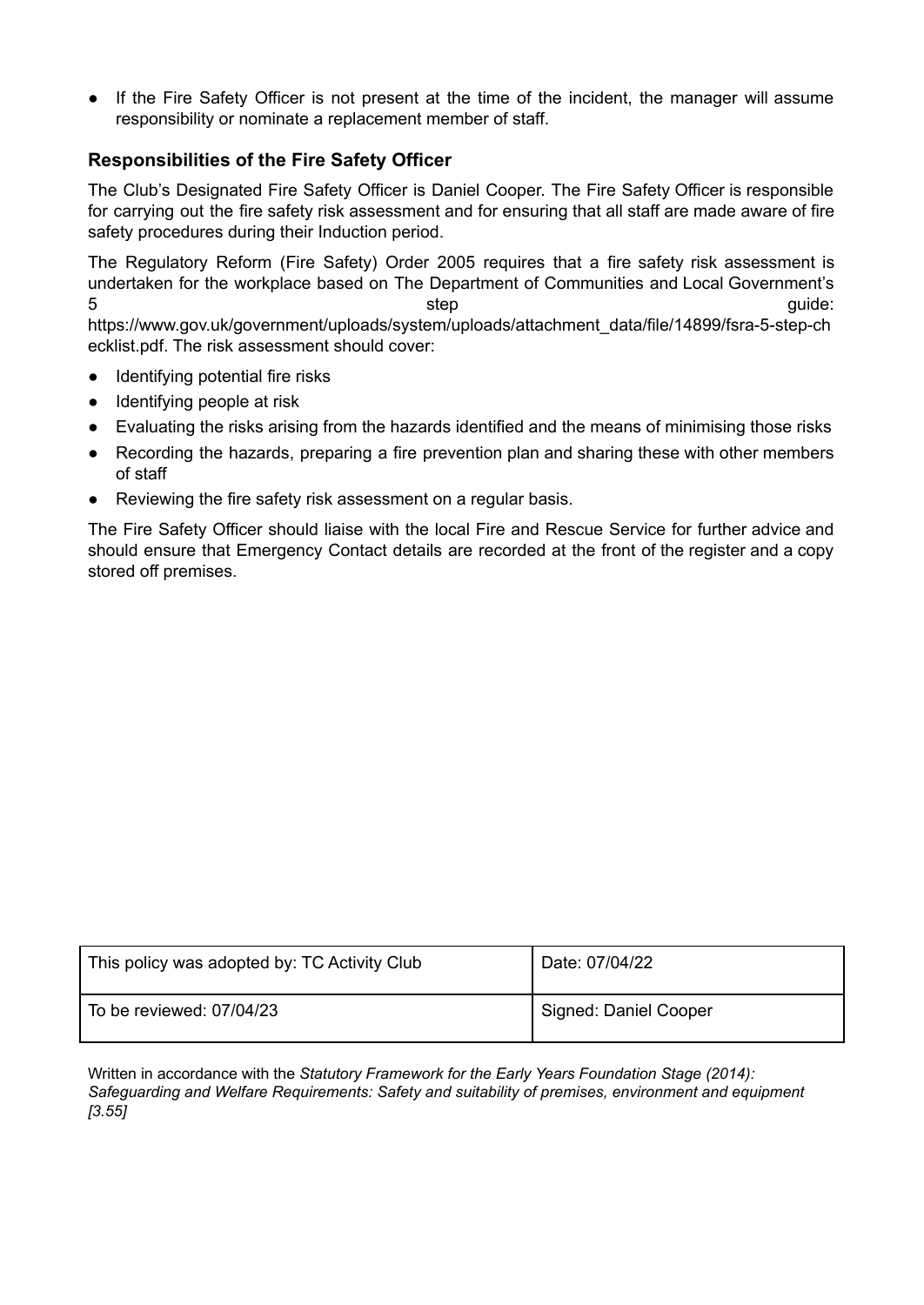- If the Fire Safety Officer is not present at the time of the incident, the manager will assume responsibility or nominate a replacement member of staff.

### Responsibilities of the Fire Safety Officer

The Club's Designated Fire Safety Officer is Daniel Cooper. The Fire Safety Officer is responsible for carrying out the fire safety risk assessment and for ensuring that all staff are made aware of fire safety procedures during their Induction period.

The Regulatory Reform (Fire Safety) Order 2005 requires that a fire safety risk assessment is undertaken for the workplace based on The Department of Communities and Local Government's 5 step guide: https://www.gov.uk/government/uploads/system/uploads/attachment_data/file/14899/fsra-5-step-checklist.pdf. The risk assessment should cover:

- Identifying potential fire risks
- Identifying people at risk
- Evaluating the risks arising from the hazards identified and the means of minimising those risks
- Recording the hazards, preparing a fire prevention plan and sharing these with other members of staff
- Reviewing the fire safety risk assessment on a regular basis.

The Fire Safety Officer should liaise with the local Fire and Rescue Service for further advice and should ensure that Emergency Contact details are recorded at the front of the register and a copy stored off premises.

| | |
|---|---|
| This policy was adopted by: TC Activity Club | Date: 07/04/22 |
| To be reviewed: 07/04/23 | Signed: Daniel Cooper |

Written in accordance with the *Statutory Framework for the Early Years Foundation Stage (2014): Safeguarding and Welfare Requirements: Safety and suitability of premises, environment and equipment [3.55]*